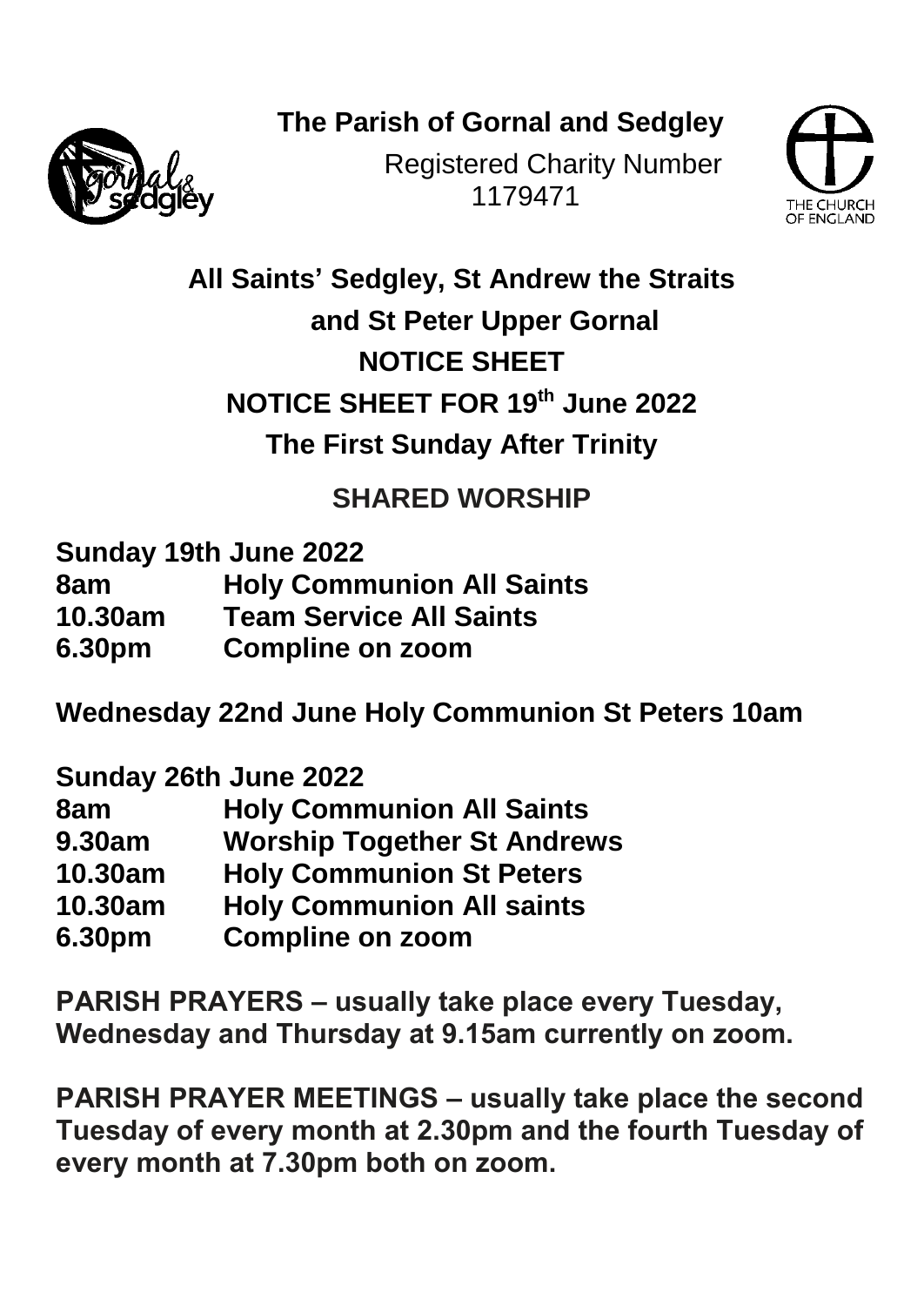**The Parish of Gornal and Sedgley**

Registered Charity Number 1179471

# All Saints' Sedgley, St Andrew the Straits and St Peter Upper Gornal

## NOTICE SHEET

## NOTICE SHEET FOR 19th June 2022

## The First Sunday After Trinity

### SHARED WORSHIP

**Sunday 19th June 2022**

| | |
|---|---|
| **8am** | **Holy Communion All Saints** |
| **10.30am** | **Team Service All Saints** |
| **6.30pm** | **Compline on zoom** |

**Wednesday 22nd June Holy Communion St Peters 10am**

**Sunday 26th June 2022**

| | |
|---|---|
| **8am** | **Holy Communion All Saints** |
| **9.30am** | **Worship Together St Andrews** |
| **10.30am** | **Holy Communion St Peters** |
| **10.30am** | **Holy Communion All saints** |
| **6.30pm** | **Compline on zoom** |

**PARISH PRAYERS – usually take place every Tuesday, Wednesday and Thursday at 9.15am currently on zoom.**

**PARISH PRAYER MEETINGS – usually take place the second Tuesday of every month at 2.30pm and the fourth Tuesday of every month at 7.30pm both on zoom.**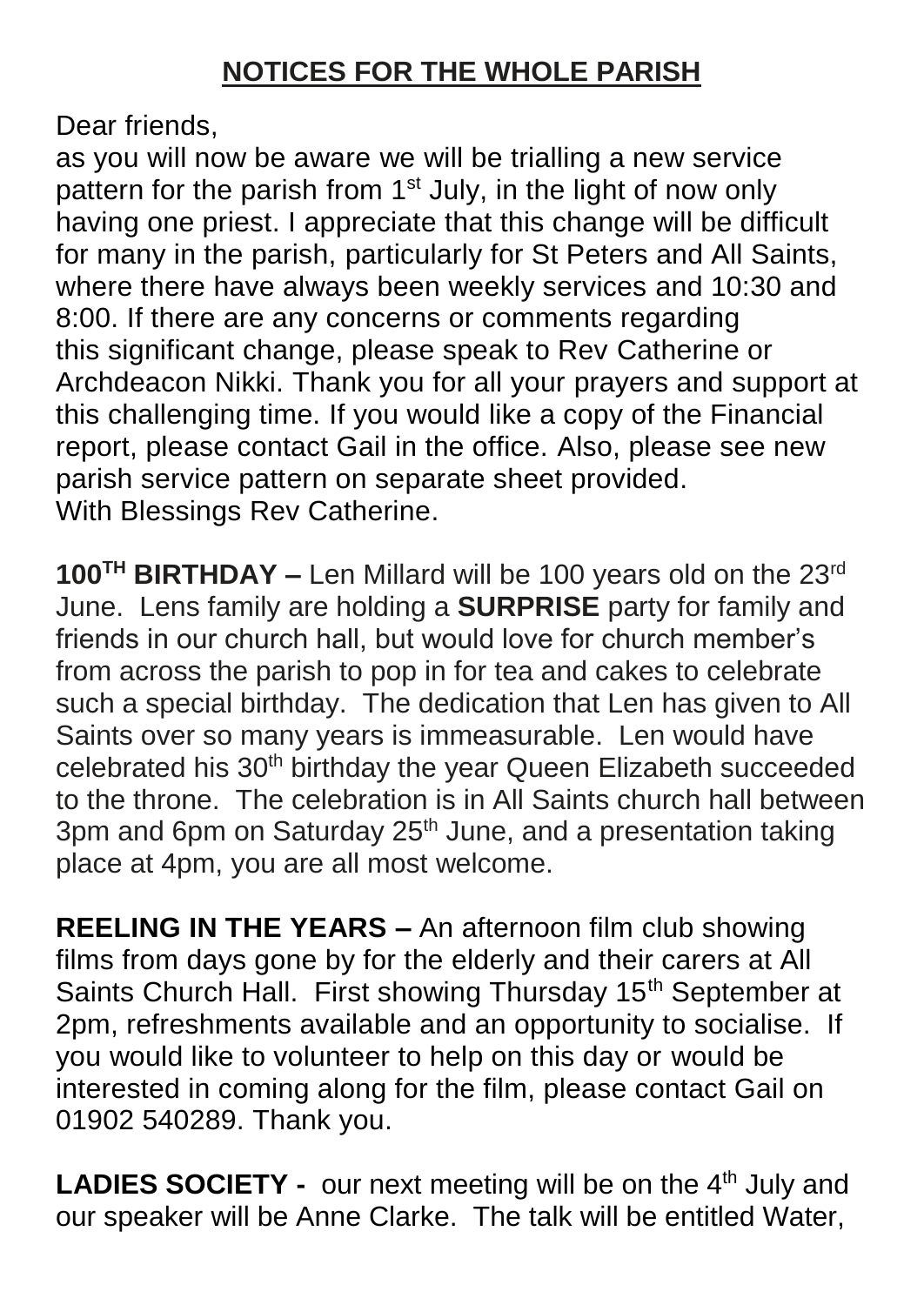## **NOTICES FOR THE WHOLE PARISH**

Dear friends,
as you will now be aware we will be trialling a new service pattern for the parish from 1st July, in the light of now only having one priest. I appreciate that this change will be difficult for many in the parish, particularly for St Peters and All Saints, where there have always been weekly services and 10:30 and 8:00. If there are any concerns or comments regarding this significant change, please speak to Rev Catherine or Archdeacon Nikki. Thank you for all your prayers and support at this challenging time. If you would like a copy of the Financial report, please contact Gail in the office. Also, please see new parish service pattern on separate sheet provided.
With Blessings Rev Catherine.

**100TH BIRTHDAY –** Len Millard will be 100 years old on the 23rd June. Lens family are holding a **SURPRISE** party for family and friends in our church hall, but would love for church member's from across the parish to pop in for tea and cakes to celebrate such a special birthday. The dedication that Len has given to All Saints over so many years is immeasurable. Len would have celebrated his 30th birthday the year Queen Elizabeth succeeded to the throne. The celebration is in All Saints church hall between 3pm and 6pm on Saturday 25th June, and a presentation taking place at 4pm, you are all most welcome.

**REELING IN THE YEARS –** An afternoon film club showing films from days gone by for the elderly and their carers at All Saints Church Hall. First showing Thursday 15th September at 2pm, refreshments available and an opportunity to socialise. If you would like to volunteer to help on this day or would be interested in coming along for the film, please contact Gail on 01902 540289. Thank you.

**LADIES SOCIETY -** our next meeting will be on the 4th July and our speaker will be Anne Clarke. The talk will be entitled Water,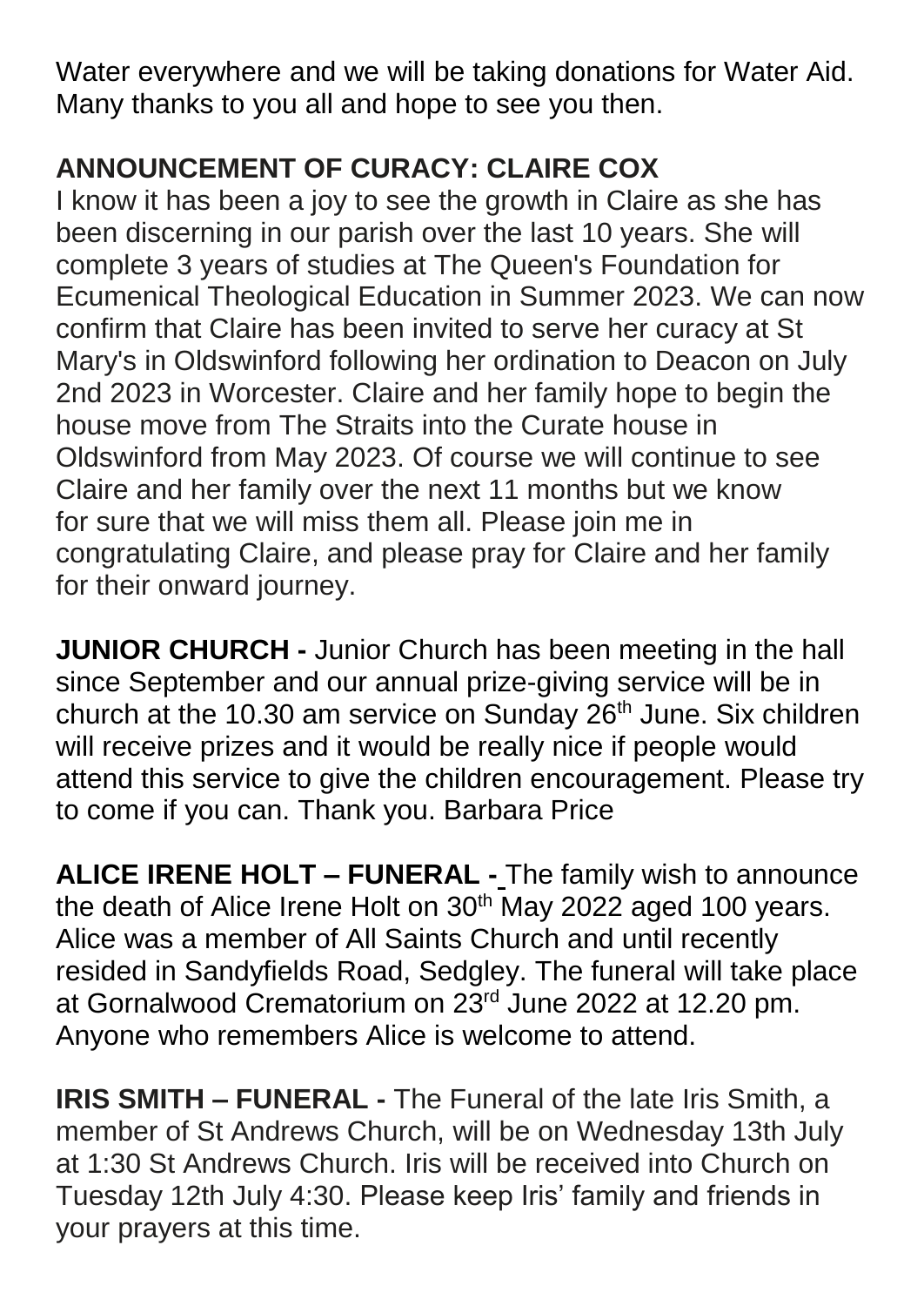Water everywhere and we will be taking donations for Water Aid. Many thanks to you all and hope to see you then.

**ANNOUNCEMENT OF CURACY: CLAIRE COX**

I know it has been a joy to see the growth in Claire as she has been discerning in our parish over the last 10 years. She will complete 3 years of studies at The Queen's Foundation for Ecumenical Theological Education in Summer 2023. We can now confirm that Claire has been invited to serve her curacy at St Mary's in Oldswinford following her ordination to Deacon on July 2nd 2023 in Worcester. Claire and her family hope to begin the house move from The Straits into the Curate house in Oldswinford from May 2023. Of course we will continue to see Claire and her family over the next 11 months but we know for sure that we will miss them all. Please join me in congratulating Claire, and please pray for Claire and her family for their onward journey.

**JUNIOR CHURCH -** Junior Church has been meeting in the hall since September and our annual prize-giving service will be in church at the 10.30 am service on Sunday 26th June. Six children will receive prizes and it would be really nice if people would attend this service to give the children encouragement. Please try to come if you can. Thank you. Barbara Price

**ALICE IRENE HOLT – FUNERAL -** The family wish to announce the death of Alice Irene Holt on 30th May 2022 aged 100 years. Alice was a member of All Saints Church and until recently resided in Sandyfields Road, Sedgley. The funeral will take place at Gornalwood Crematorium on 23rd June 2022 at 12.20 pm. Anyone who remembers Alice is welcome to attend.

**IRIS SMITH – FUNERAL -** The Funeral of the late Iris Smith, a member of St Andrews Church, will be on Wednesday 13th July at 1:30 St Andrews Church. Iris will be received into Church on Tuesday 12th July 4:30. Please keep Iris' family and friends in your prayers at this time.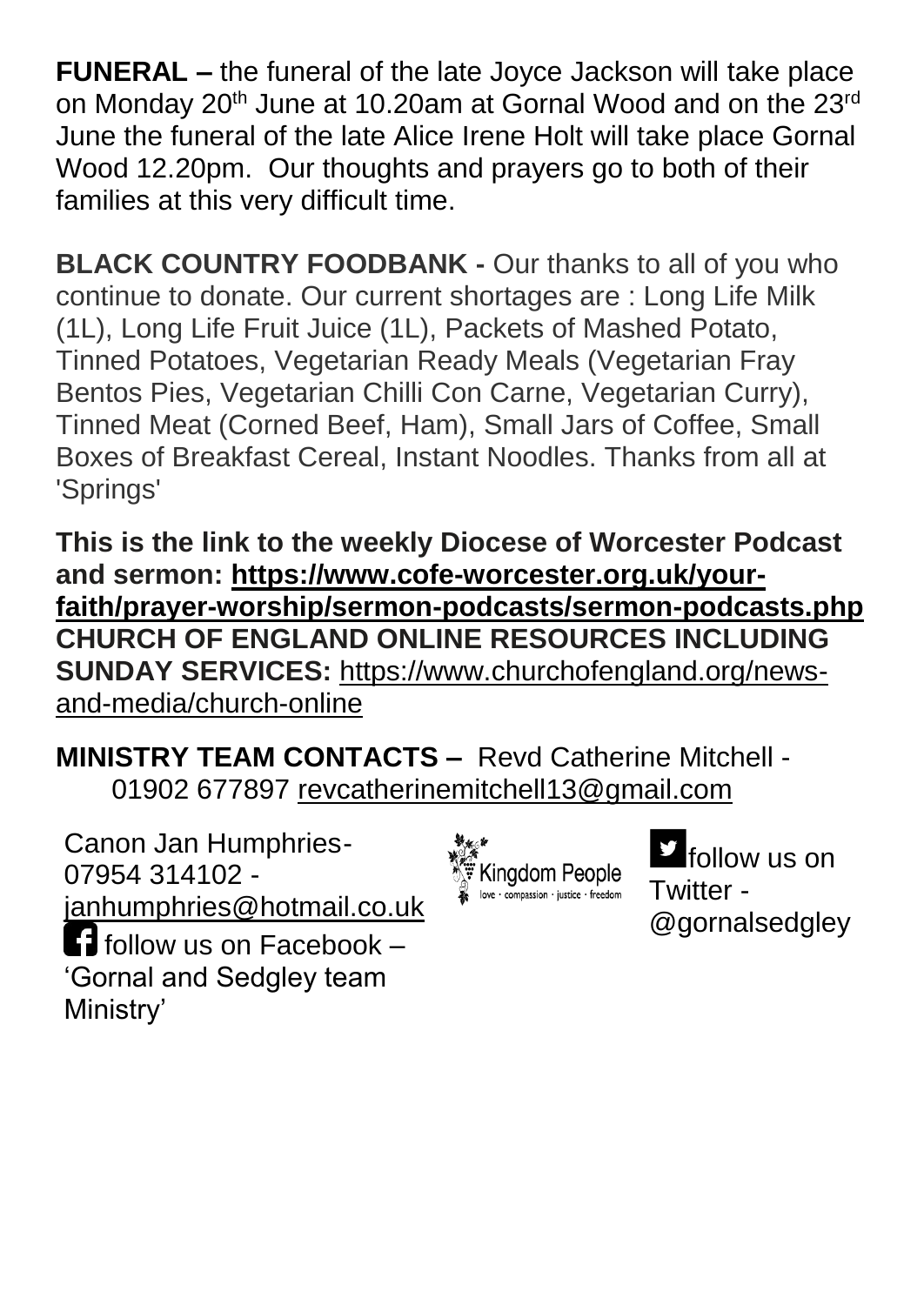**FUNERAL –** the funeral of the late Joyce Jackson will take place on Monday 20th June at 10.20am at Gornal Wood and on the 23rd June the funeral of the late Alice Irene Holt will take place Gornal Wood 12.20pm. Our thoughts and prayers go to both of their families at this very difficult time.

**BLACK COUNTRY FOODBANK -** Our thanks to all of you who continue to donate. Our current shortages are : Long Life Milk (1L), Long Life Fruit Juice (1L), Packets of Mashed Potato, Tinned Potatoes, Vegetarian Ready Meals (Vegetarian Fray Bentos Pies, Vegetarian Chilli Con Carne, Vegetarian Curry), Tinned Meat (Corned Beef, Ham), Small Jars of Coffee, Small Boxes of Breakfast Cereal, Instant Noodles. Thanks from all at 'Springs'

**This is the link to the weekly Diocese of Worcester Podcast and sermon: https://www.cofe-worcester.org.uk/your-faith/prayer-worship/sermon-podcasts/sermon-podcasts.php**
**CHURCH OF ENGLAND ONLINE RESOURCES INCLUDING SUNDAY SERVICES:** https://www.churchofengland.org/news-and-media/church-online

**MINISTRY TEAM CONTACTS –** Revd Catherine Mitchell - 01902 677897 revcatherinemitchell13@gmail.com

Canon Jan Humphries- 07954 314102 - janhumphries@hotmail.co.uk

follow us on Facebook – 'Gornal and Sedgley team Ministry'

Kingdom People
love · compassion · justice · freedom

follow us on Twitter - @gornalsedgley